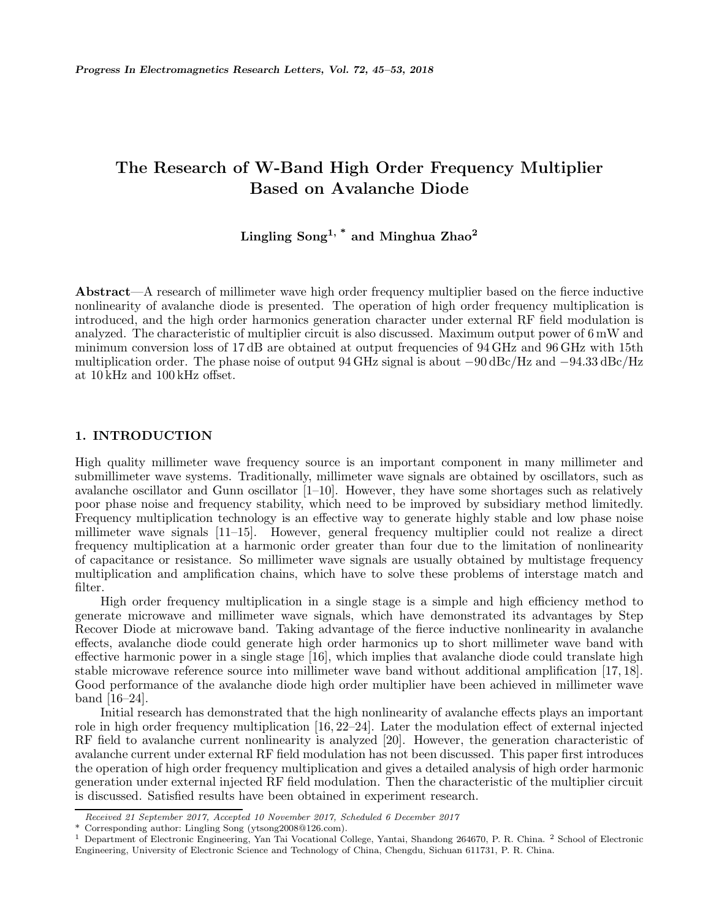# The Research of W-Band High Order Frequency Multiplier Based on Avalanche Diode

**Lingling Song[1, *] and Minghua Zhao[2]**

**Abstract**—A research of millimeter wave high order frequency multiplier based on the fierce inductive nonlinearity of avalanche diode is presented. The operation of high order frequency multiplication is introduced, and the high order harmonics generation character under external RF field modulation is analyzed. The characteristic of multiplier circuit is also discussed. Maximum output power of 6 mW and minimum conversion loss of 17 dB are obtained at output frequencies of 94 GHz and 96 GHz with 15th multiplication order. The phase noise of output 94 GHz signal is about −90 dBc/Hz and −94.33 dBc/Hz at 10 kHz and 100 kHz offset.

## 1. INTRODUCTION

High quality millimeter wave frequency source is an important component in many millimeter and submillimeter wave systems. Traditionally, millimeter wave signals are obtained by oscillators, such as avalanche oscillator and Gunn oscillator [1–10]. However, they have some shortages such as relatively poor phase noise and frequency stability, which need to be improved by subsidiary method limitedly. Frequency multiplication technology is an effective way to generate highly stable and low phase noise millimeter wave signals [11–15]. However, general frequency multiplier could not realize a direct frequency multiplication at a harmonic order greater than four due to the limitation of nonlinearity of capacitance or resistance. So millimeter wave signals are usually obtained by multistage frequency multiplication and amplification chains, which have to solve these problems of interstage match and filter.

High order frequency multiplication in a single stage is a simple and high efficiency method to generate microwave and millimeter wave signals, which have demonstrated its advantages by Step Recover Diode at microwave band. Taking advantage of the fierce inductive nonlinearity in avalanche effects, avalanche diode could generate high order harmonics up to short millimeter wave band with effective harmonic power in a single stage [16], which implies that avalanche diode could translate high stable microwave reference source into millimeter wave band without additional amplification [17, 18]. Good performance of the avalanche diode high order multiplier have been achieved in millimeter wave band [16–24].

Initial research has demonstrated that the high nonlinearity of avalanche effects plays an important role in high order frequency multiplication [16, 22–24]. Later the modulation effect of external injected RF field to avalanche current nonlinearity is analyzed [20]. However, the generation characteristic of avalanche current under external RF field modulation has not been discussed. This paper first introduces the operation of high order frequency multiplication and gives a detailed analysis of high order harmonic generation under external injected RF field modulation. Then the characteristic of the multiplier circuit is discussed. Satisfied results have been obtained in experiment research.

*Received 21 September 2017, Accepted 10 November 2017, Scheduled 6 December 2017*

\* Corresponding author: Lingling Song (ytsong2008@126.com).

[1] Department of Electronic Engineering, Yan Tai Vocational College, Yantai, Shandong 264670, P. R. China. [2] School of Electronic Engineering, University of Electronic Science and Technology of China, Chengdu, Sichuan 611731, P. R. China.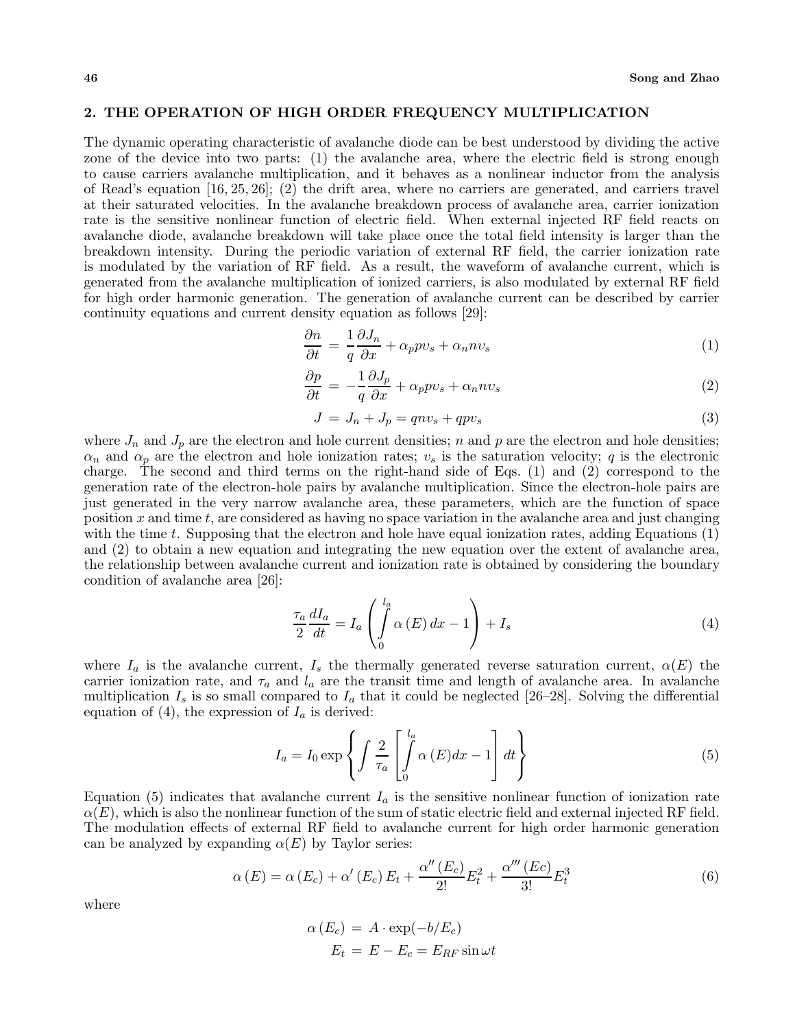## 2. THE OPERATION OF HIGH ORDER FREQUENCY MULTIPLICATION

The dynamic operating characteristic of avalanche diode can be best understood by dividing the active zone of the device into two parts: (1) the avalanche area, where the electric field is strong enough to cause carriers avalanche multiplication, and it behaves as a nonlinear inductor from the analysis of Read's equation [16, 25, 26]; (2) the drift area, where no carriers are generated, and carriers travel at their saturated velocities. In the avalanche breakdown process of avalanche area, carrier ionization rate is the sensitive nonlinear function of electric field. When external injected RF field reacts on avalanche diode, avalanche breakdown will take place once the total field intensity is larger than the breakdown intensity. During the periodic variation of external RF field, the carrier ionization rate is modulated by the variation of RF field. As a result, the waveform of avalanche current, which is generated from the avalanche multiplication of ionized carriers, is also modulated by external RF field for high order harmonic generation. The generation of avalanche current can be described by carrier continuity equations and current density equation as follows [29]:

$$\frac{\partial n}{\partial t} = \frac{1}{q}\frac{\partial J_n}{\partial x} + \alpha_p p \upsilon_s + \alpha_n n \upsilon_s \tag{1}$$

$$\frac{\partial p}{\partial t} = -\frac{1}{q}\frac{\partial J_p}{\partial x} + \alpha_p p \upsilon_s + \alpha_n n \upsilon_s \tag{2}$$

$$J = J_n + J_p = qn\upsilon_s + qp\upsilon_s \tag{3}$$

where $J_n$ and $J_p$ are the electron and hole current densities; $n$ and $p$ are the electron and hole densities; $\alpha_n$ and $\alpha_p$ are the electron and hole ionization rates; $\upsilon_s$ is the saturation velocity; $q$ is the electronic charge. The second and third terms on the right-hand side of Eqs. (1) and (2) correspond to the generation rate of the electron-hole pairs by avalanche multiplication. Since the electron-hole pairs are just generated in the very narrow avalanche area, these parameters, which are the function of space position $x$ and time $t$, are considered as having no space variation in the avalanche area and just changing with the time $t$. Supposing that the electron and hole have equal ionization rates, adding Equations (1) and (2) to obtain a new equation and integrating the new equation over the extent of avalanche area, the relationship between avalanche current and ionization rate is obtained by considering the boundary condition of avalanche area [26]:

$$\frac{\tau_a}{2}\frac{dI_a}{dt} = I_a\left(\int_0^{l_a} \alpha(E)\,dx - 1\right) + I_s \tag{4}$$

where $I_a$ is the avalanche current, $I_s$ the thermally generated reverse saturation current, $\alpha(E)$ the carrier ionization rate, and $\tau_a$ and $l_a$ are the transit time and length of avalanche area. In avalanche multiplication $I_s$ is so small compared to $I_a$ that it could be neglected [26–28]. Solving the differential equation of (4), the expression of $I_a$ is derived:

$$I_a = I_0 \exp\left\{\int \frac{2}{\tau_a}\left[\int_0^{l_a} \alpha(E)dx - 1\right]dt\right\} \tag{5}$$

Equation (5) indicates that avalanche current $I_a$ is the sensitive nonlinear function of ionization rate $\alpha(E)$, which is also the nonlinear function of the sum of static electric field and external injected RF field. The modulation effects of external RF field to avalanche current for high order harmonic generation can be analyzed by expanding $\alpha(E)$ by Taylor series:

$$\alpha(E) = \alpha(E_c) + \alpha'(E_c)E_t + \frac{\alpha''(E_c)}{2!}E_t^2 + \frac{\alpha'''(Ec)}{3!}E_t^3 \tag{6}$$

where

$$\alpha(E_c) = A \cdot \exp(-b/E_c)$$
$$E_t = E - E_c = E_{RF}\sin\omega t$$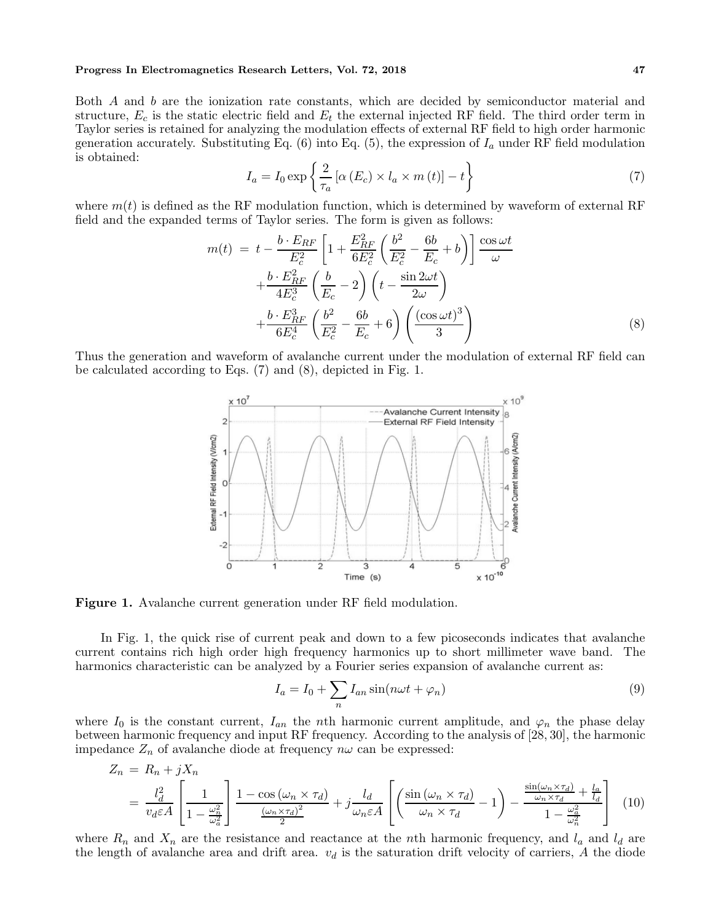Both $A$ and $b$ are the ionization rate constants, which are decided by semiconductor material and structure, $E_c$ is the static electric field and $E_t$ the external injected RF field. The third order term in Taylor series is retained for analyzing the modulation effects of external RF field to high order harmonic generation accurately. Substituting Eq. (6) into Eq. (5), the expression of $I_a$ under RF field modulation is obtained:

$$I_a = I_0 \exp\left\{\frac{2}{\tau_a}\left[\alpha\left(E_c\right) \times l_a \times m\left(t\right)\right] - t\right\} \tag{7}$$

where $m(t)$ is defined as the RF modulation function, which is determined by waveform of external RF field and the expanded terms of Taylor series. The form is given as follows:

$$\begin{aligned} m(t) \;=\; & t - \frac{b \cdot E_{RF}}{E_c^2}\left[1 + \frac{E_{RF}^2}{6E_c^2}\left(\frac{b^2}{E_c^2} - \frac{6b}{E_c} + b\right)\right]\frac{\cos\omega t}{\omega} \\ & + \frac{b \cdot E_{RF}^2}{4E_c^3}\left(\frac{b}{E_c} - 2\right)\left(t - \frac{\sin 2\omega t}{2\omega}\right) \\ & + \frac{b \cdot E_{RF}^3}{6E_c^4}\left(\frac{b^2}{E_c^2} - \frac{6b}{E_c} + 6\right)\left(\frac{\left(\cos\omega t\right)^3}{3}\right) \end{aligned} \tag{8}$$

Thus the generation and waveform of avalanche current under the modulation of external RF field can be calculated according to Eqs. (7) and (8), depicted in Fig. 1.

**Figure 1.** Avalanche current generation under RF field modulation.

In Fig. 1, the quick rise of current peak and down to a few picoseconds indicates that avalanche current contains rich high order high frequency harmonics up to short millimeter wave band. The harmonics characteristic can be analyzed by a Fourier series expansion of avalanche current as:

$$I_a = I_0 + \sum_n I_{an} \sin(n\omega t + \varphi_n) \tag{9}$$

where $I_0$ is the constant current, $I_{an}$ the $n$th harmonic current amplitude, and $\varphi_n$ the phase delay between harmonic frequency and input RF frequency. According to the analysis of [28, 30], the harmonic impedance $Z_n$ of avalanche diode at frequency $n\omega$ can be expressed:

$$\begin{aligned} Z_n \;=\; & R_n + jX_n \\ =\; & \frac{l_d^2}{v_d \varepsilon A}\left[\frac{1}{1 - \frac{\omega_n^2}{\omega_a^2}}\right]\frac{1 - \cos\left(\omega_n \times \tau_d\right)}{\frac{\left(\omega_n \times \tau_d\right)^2}{2}} + j\frac{l_d}{\omega_n \varepsilon A}\left[\left(\frac{\sin\left(\omega_n \times \tau_d\right)}{\omega_n \times \tau_d} - 1\right) - \frac{\frac{\sin(\omega_n \times \tau_d)}{\omega_n \times \tau_d} + \frac{l_a}{l_d}}{1 - \frac{\omega_a^2}{\omega_n^2}}\right] \end{aligned} \tag{10}$$

where $R_n$ and $X_n$ are the resistance and reactance at the $n$th harmonic frequency, and $l_a$ and $l_d$ are the length of avalanche area and drift area. $v_d$ is the saturation drift velocity of carriers, $A$ the diode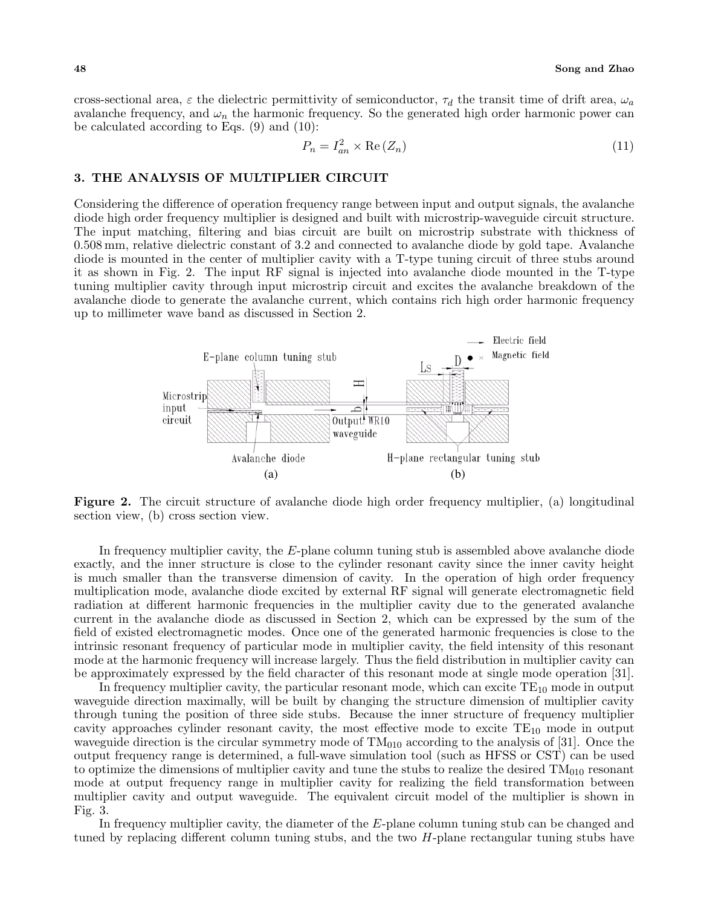cross-sectional area, $\varepsilon$ the dielectric permittivity of semiconductor, $\tau_d$ the transit time of drift area, $\omega_a$ avalanche frequency, and $\omega_n$ the harmonic frequency. So the generated high order harmonic power can be calculated according to Eqs. (9) and (10):

$$P_n = I_{an}^2 \times \mathrm{Re}\,(Z_n) \tag{11}$$

## 3. THE ANALYSIS OF MULTIPLIER CIRCUIT

Considering the difference of operation frequency range between input and output signals, the avalanche diode high order frequency multiplier is designed and built with microstrip-waveguide circuit structure. The input matching, filtering and bias circuit are built on microstrip substrate with thickness of 0.508 mm, relative dielectric constant of 3.2 and connected to avalanche diode by gold tape. Avalanche diode is mounted in the center of multiplier cavity with a T-type tuning circuit of three stubs around it as shown in Fig. 2. The input RF signal is injected into avalanche diode mounted in the T-type tuning multiplier cavity through input microstrip circuit and excites the avalanche breakdown of the avalanche diode to generate the avalanche current, which contains rich high order harmonic frequency up to millimeter wave band as discussed in Section 2.

**Figure 2.** The circuit structure of avalanche diode high order frequency multiplier, (a) longitudinal section view, (b) cross section view.

In frequency multiplier cavity, the $E$-plane column tuning stub is assembled above avalanche diode exactly, and the inner structure is close to the cylinder resonant cavity since the inner cavity height is much smaller than the transverse dimension of cavity. In the operation of high order frequency multiplication mode, avalanche diode excited by external RF signal will generate electromagnetic field radiation at different harmonic frequencies in the multiplier cavity due to the generated avalanche current in the avalanche diode as discussed in Section 2, which can be expressed by the sum of the field of existed electromagnetic modes. Once one of the generated harmonic frequencies is close to the intrinsic resonant frequency of particular mode in multiplier cavity, the field intensity of this resonant mode at the harmonic frequency will increase largely. Thus the field distribution in multiplier cavity can be approximately expressed by the field character of this resonant mode at single mode operation [31].

In frequency multiplier cavity, the particular resonant mode, which can excite $\mathrm{TE}_{10}$ mode in output waveguide direction maximally, will be built by changing the structure dimension of multiplier cavity through tuning the position of three side stubs. Because the inner structure of frequency multiplier cavity approaches cylinder resonant cavity, the most effective mode to excite $\mathrm{TE}_{10}$ mode in output waveguide direction is the circular symmetry mode of $\mathrm{TM}_{010}$ according to the analysis of [31]. Once the output frequency range is determined, a full-wave simulation tool (such as HFSS or CST) can be used to optimize the dimensions of multiplier cavity and tune the stubs to realize the desired $\mathrm{TM}_{010}$ resonant mode at output frequency range in multiplier cavity for realizing the field transformation between multiplier cavity and output waveguide. The equivalent circuit model of the multiplier is shown in Fig. 3.

In frequency multiplier cavity, the diameter of the $E$-plane column tuning stub can be changed and tuned by replacing different column tuning stubs, and the two $H$-plane rectangular tuning stubs have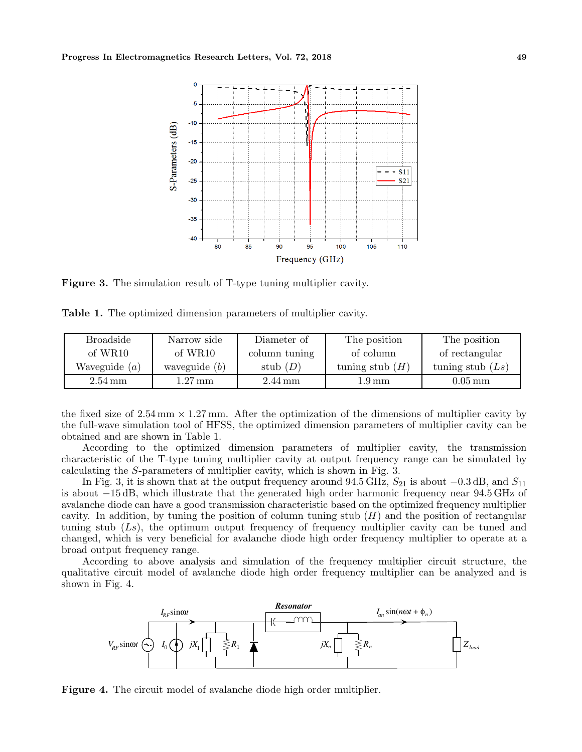Figure 3. The simulation result of T-type tuning multiplier cavity.

Table 1. The optimized dimension parameters of multiplier cavity.

| Broadside of WR10 Waveguide ($a$) | Narrow side of WR10 waveguide ($b$) | Diameter of column tuning stub ($D$) | The position of column tuning stub ($H$) | The position of rectangular tuning stub ($Ls$) |
|---|---|---|---|---|
| 2.54 mm | 1.27 mm | 2.44 mm | 1.9 mm | 0.05 mm |

the fixed size of 2.54 mm × 1.27 mm. After the optimization of the dimensions of multiplier cavity by the full-wave simulation tool of HFSS, the optimized dimension parameters of multiplier cavity can be obtained and are shown in Table 1.

According to the optimized dimension parameters of multiplier cavity, the transmission characteristic of the T-type tuning multiplier cavity at output frequency range can be simulated by calculating the $S$-parameters of multiplier cavity, which is shown in Fig. 3.

In Fig. 3, it is shown that at the output frequency around 94.5 GHz, $S_{21}$ is about $-0.3$ dB, and $S_{11}$ is about $-15$ dB, which illustrate that the generated high order harmonic frequency near 94.5 GHz of avalanche diode can have a good transmission characteristic based on the optimized frequency multiplier cavity. In addition, by tuning the position of column tuning stub ($H$) and the position of rectangular tuning stub ($Ls$), the optimum output frequency of frequency multiplier cavity can be tuned and changed, which is very beneficial for avalanche diode high order frequency multiplier to operate at a broad output frequency range.

According to above analysis and simulation of the frequency multiplier circuit structure, the qualitative circuit model of avalanche diode high order frequency multiplier can be analyzed and is shown in Fig. 4.

Figure 4. The circuit model of avalanche diode high order multiplier.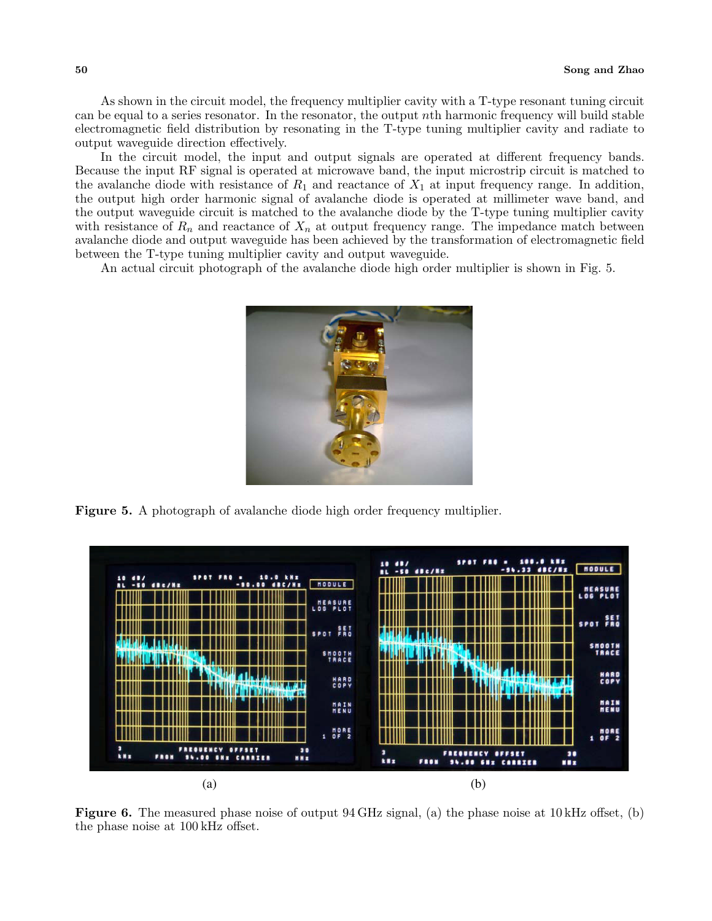As shown in the circuit model, the frequency multiplier cavity with a T-type resonant tuning circuit can be equal to a series resonator. In the resonator, the output $n$th harmonic frequency will build stable electromagnetic field distribution by resonating in the T-type tuning multiplier cavity and radiate to output waveguide direction effectively.

In the circuit model, the input and output signals are operated at different frequency bands. Because the input RF signal is operated at microwave band, the input microstrip circuit is matched to the avalanche diode with resistance of $R_1$ and reactance of $X_1$ at input frequency range. In addition, the output high order harmonic signal of avalanche diode is operated at millimeter wave band, and the output waveguide circuit is matched to the avalanche diode by the T-type tuning multiplier cavity with resistance of $R_n$ and reactance of $X_n$ at output frequency range. The impedance match between avalanche diode and output waveguide has been achieved by the transformation of electromagnetic field between the T-type tuning multiplier cavity and output waveguide.

An actual circuit photograph of the avalanche diode high order multiplier is shown in Fig. 5.

**Figure 5.** A photograph of avalanche diode high order frequency multiplier.

(a) (b)

**Figure 6.** The measured phase noise of output 94 GHz signal, (a) the phase noise at 10 kHz offset, (b) the phase noise at 100 kHz offset.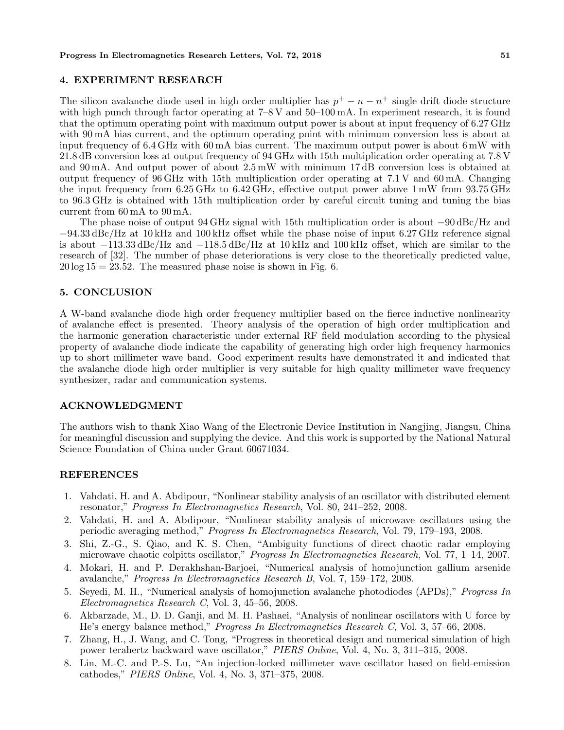## 4. EXPERIMENT RESEARCH

The silicon avalanche diode used in high order multiplier has $p^+ - n - n^+$ single drift diode structure with high punch through factor operating at 7–8 V and 50–100 mA. In experiment research, it is found that the optimum operating point with maximum output power is about at input frequency of 6.27 GHz with 90 mA bias current, and the optimum operating point with minimum conversion loss is about at input frequency of 6.4 GHz with 60 mA bias current. The maximum output power is about 6 mW with 21.8 dB conversion loss at output frequency of 94 GHz with 15th multiplication order operating at 7.8 V and 90 mA. And output power of about 2.5 mW with minimum 17 dB conversion loss is obtained at output frequency of 96 GHz with 15th multiplication order operating at 7.1 V and 60 mA. Changing the input frequency from 6.25 GHz to 6.42 GHz, effective output power above 1 mW from 93.75 GHz to 96.3 GHz is obtained with 15th multiplication order by careful circuit tuning and tuning the bias current from 60 mA to 90 mA.

The phase noise of output 94 GHz signal with 15th multiplication order is about −90 dBc/Hz and −94.33 dBc/Hz at 10 kHz and 100 kHz offset while the phase noise of input 6.27 GHz reference signal is about −113.33 dBc/Hz and −118.5 dBc/Hz at 10 kHz and 100 kHz offset, which are similar to the research of [32]. The number of phase deteriorations is very close to the theoretically predicted value, $20 \log 15 = 23.52$. The measured phase noise is shown in Fig. 6.

## 5. CONCLUSION

A W-band avalanche diode high order frequency multiplier based on the fierce inductive nonlinearity of avalanche effect is presented. Theory analysis of the operation of high order multiplication and the harmonic generation characteristic under external RF field modulation according to the physical property of avalanche diode indicate the capability of generating high order high frequency harmonics up to short millimeter wave band. Good experiment results have demonstrated it and indicated that the avalanche diode high order multiplier is very suitable for high quality millimeter wave frequency synthesizer, radar and communication systems.

## ACKNOWLEDGMENT

The authors wish to thank Xiao Wang of the Electronic Device Institution in Nangjing, Jiangsu, China for meaningful discussion and supplying the device. And this work is supported by the National Natural Science Foundation of China under Grant 60671034.

## REFERENCES

1. Vahdati, H. and A. Abdipour, "Nonlinear stability analysis of an oscillator with distributed element resonator," *Progress In Electromagnetics Research*, Vol. 80, 241–252, 2008.
2. Vahdati, H. and A. Abdipour, "Nonlinear stability analysis of microwave oscillators using the periodic averaging method," *Progress In Electromagnetics Research*, Vol. 79, 179–193, 2008.
3. Shi, Z.-G., S. Qiao, and K. S. Chen, "Ambiguity functions of direct chaotic radar employing microwave chaotic colpitts oscillator," *Progress In Electromagnetics Research*, Vol. 77, 1–14, 2007.
4. Mokari, H. and P. Derakhshan-Barjoei, "Numerical analysis of homojunction gallium arsenide avalanche," *Progress In Electromagnetics Research B*, Vol. 7, 159–172, 2008.
5. Seyedi, M. H., "Numerical analysis of homojunction avalanche photodiodes (APDs)," *Progress In Electromagnetics Research C*, Vol. 3, 45–56, 2008.
6. Akbarzade, M., D. D. Ganji, and M. H. Pashaei, "Analysis of nonlinear oscillators with U force by He's energy balance method," *Progress In Electromagnetics Research C*, Vol. 3, 57–66, 2008.
7. Zhang, H., J. Wang, and C. Tong, "Progress in theoretical design and numerical simulation of high power terahertz backward wave oscillator," *PIERS Online*, Vol. 4, No. 3, 311–315, 2008.
8. Lin, M.-C. and P.-S. Lu, "An injection-locked millimeter wave oscillator based on field-emission cathodes," *PIERS Online*, Vol. 4, No. 3, 371–375, 2008.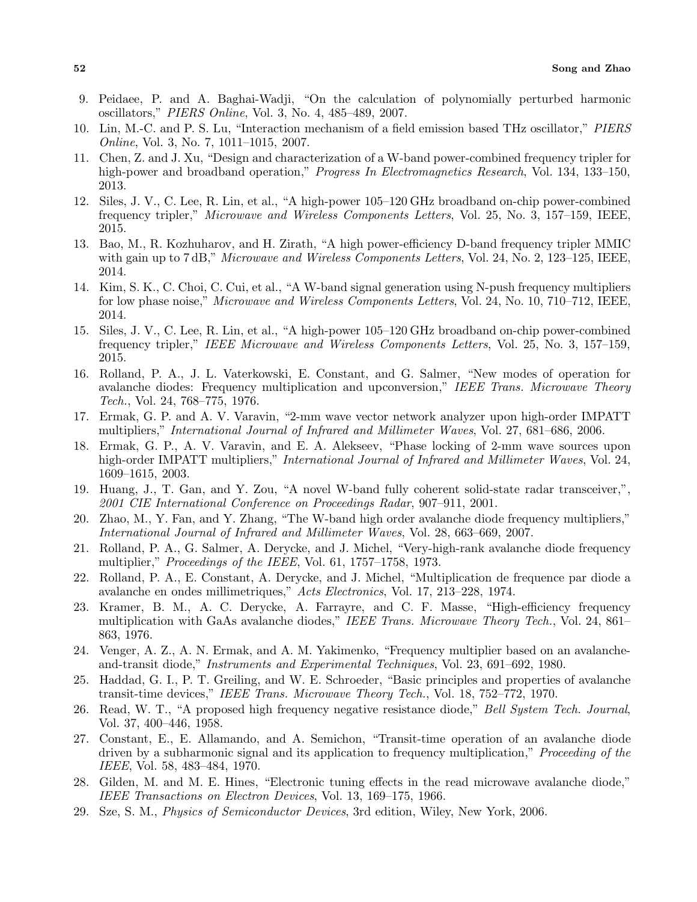9. Peidaee, P. and A. Baghai-Wadji, "On the calculation of polynomially perturbed harmonic oscillators," *PIERS Online*, Vol. 3, No. 4, 485–489, 2007.
10. Lin, M.-C. and P. S. Lu, "Interaction mechanism of a field emission based THz oscillator," *PIERS Online*, Vol. 3, No. 7, 1011–1015, 2007.
11. Chen, Z. and J. Xu, "Design and characterization of a W-band power-combined frequency tripler for high-power and broadband operation," *Progress In Electromagnetics Research*, Vol. 134, 133–150, 2013.
12. Siles, J. V., C. Lee, R. Lin, et al., "A high-power 105–120 GHz broadband on-chip power-combined frequency tripler," *Microwave and Wireless Components Letters*, Vol. 25, No. 3, 157–159, IEEE, 2015.
13. Bao, M., R. Kozhuharov, and H. Zirath, "A high power-efficiency D-band frequency tripler MMIC with gain up to 7 dB," *Microwave and Wireless Components Letters*, Vol. 24, No. 2, 123–125, IEEE, 2014.
14. Kim, S. K., C. Choi, C. Cui, et al., "A W-band signal generation using N-push frequency multipliers for low phase noise," *Microwave and Wireless Components Letters*, Vol. 24, No. 10, 710–712, IEEE, 2014.
15. Siles, J. V., C. Lee, R. Lin, et al., "A high-power 105–120 GHz broadband on-chip power-combined frequency tripler," *IEEE Microwave and Wireless Components Letters*, Vol. 25, No. 3, 157–159, 2015.
16. Rolland, P. A., J. L. Vaterkowski, E. Constant, and G. Salmer, "New modes of operation for avalanche diodes: Frequency multiplication and upconversion," *IEEE Trans. Microwave Theory Tech.*, Vol. 24, 768–775, 1976.
17. Ermak, G. P. and A. V. Varavin, "2-mm wave vector network analyzer upon high-order IMPATT multipliers," *International Journal of Infrared and Millimeter Waves*, Vol. 27, 681–686, 2006.
18. Ermak, G. P., A. V. Varavin, and E. A. Alekseev, "Phase locking of 2-mm wave sources upon high-order IMPATT multipliers," *International Journal of Infrared and Millimeter Waves*, Vol. 24, 1609–1615, 2003.
19. Huang, J., T. Gan, and Y. Zou, "A novel W-band fully coherent solid-state radar transceiver,", *2001 CIE International Conference on Proceedings Radar*, 907–911, 2001.
20. Zhao, M., Y. Fan, and Y. Zhang, "The W-band high order avalanche diode frequency multipliers," *International Journal of Infrared and Millimeter Waves*, Vol. 28, 663–669, 2007.
21. Rolland, P. A., G. Salmer, A. Derycke, and J. Michel, "Very-high-rank avalanche diode frequency multiplier," *Proceedings of the IEEE*, Vol. 61, 1757–1758, 1973.
22. Rolland, P. A., E. Constant, A. Derycke, and J. Michel, "Multiplication de frequence par diode a avalanche en ondes millimetriques," *Acts Electronics*, Vol. 17, 213–228, 1974.
23. Kramer, B. M., A. C. Derycke, A. Farrayre, and C. F. Masse, "High-efficiency frequency multiplication with GaAs avalanche diodes," *IEEE Trans. Microwave Theory Tech.*, Vol. 24, 861–863, 1976.
24. Venger, A. Z., A. N. Ermak, and A. M. Yakimenko, "Frequency multiplier based on an avalanche-and-transit diode," *Instruments and Experimental Techniques*, Vol. 23, 691–692, 1980.
25. Haddad, G. I., P. T. Greiling, and W. E. Schroeder, "Basic principles and properties of avalanche transit-time devices," *IEEE Trans. Microwave Theory Tech.*, Vol. 18, 752–772, 1970.
26. Read, W. T., "A proposed high frequency negative resistance diode," *Bell System Tech. Journal*, Vol. 37, 400–446, 1958.
27. Constant, E., E. Allamando, and A. Semichon, "Transit-time operation of an avalanche diode driven by a subharmonic signal and its application to frequency multiplication," *Proceeding of the IEEE*, Vol. 58, 483–484, 1970.
28. Gilden, M. and M. E. Hines, "Electronic tuning effects in the read microwave avalanche diode," *IEEE Transactions on Electron Devices*, Vol. 13, 169–175, 1966.
29. Sze, S. M., *Physics of Semiconductor Devices*, 3rd edition, Wiley, New York, 2006.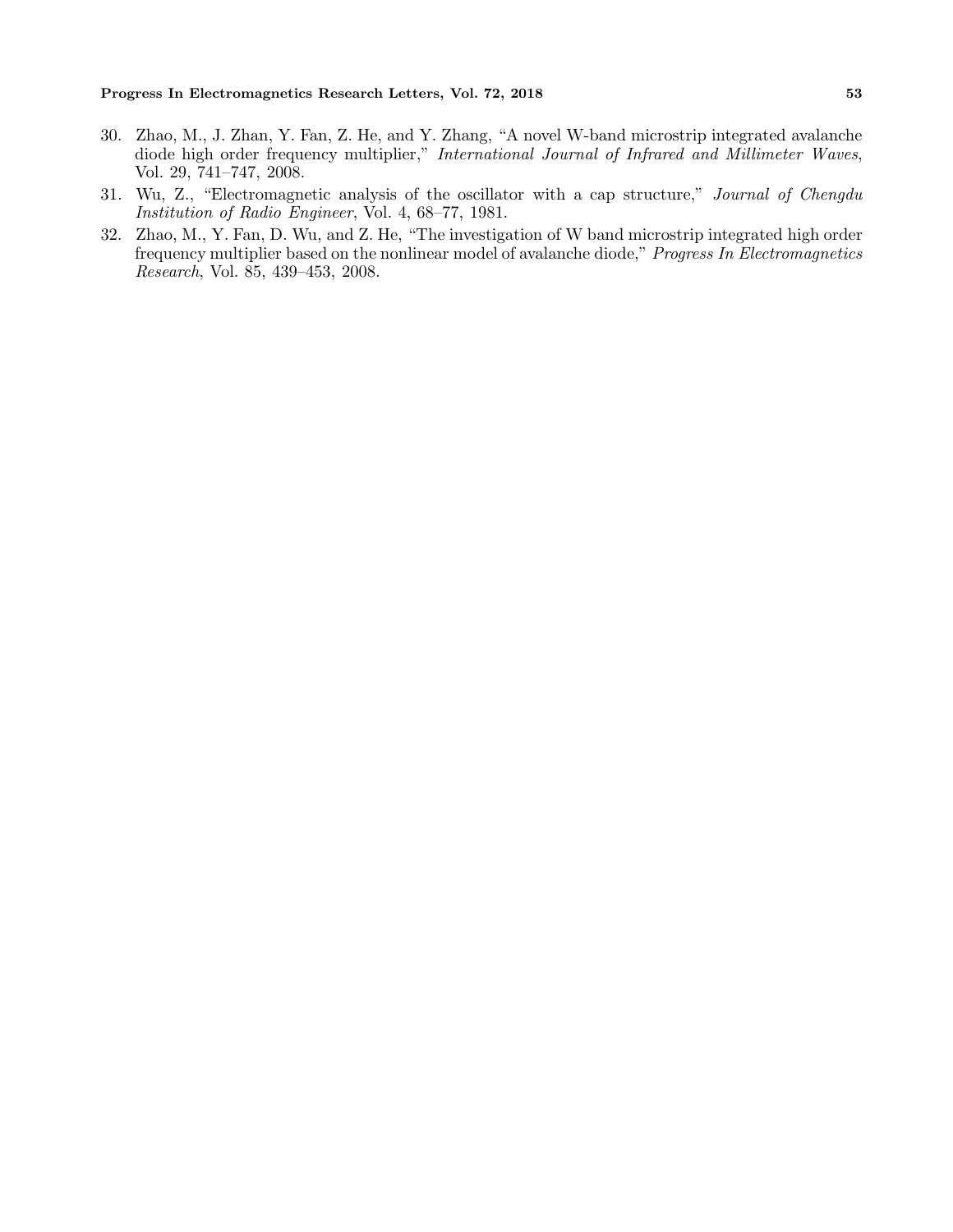30. Zhao, M., J. Zhan, Y. Fan, Z. He, and Y. Zhang, "A novel W-band microstrip integrated avalanche diode high order frequency multiplier," *International Journal of Infrared and Millimeter Waves*, Vol. 29, 741–747, 2008.
31. Wu, Z., "Electromagnetic analysis of the oscillator with a cap structure," *Journal of Chengdu Institution of Radio Engineer*, Vol. 4, 68–77, 1981.
32. Zhao, M., Y. Fan, D. Wu, and Z. He, "The investigation of W band microstrip integrated high order frequency multiplier based on the nonlinear model of avalanche diode," *Progress In Electromagnetics Research*, Vol. 85, 439–453, 2008.